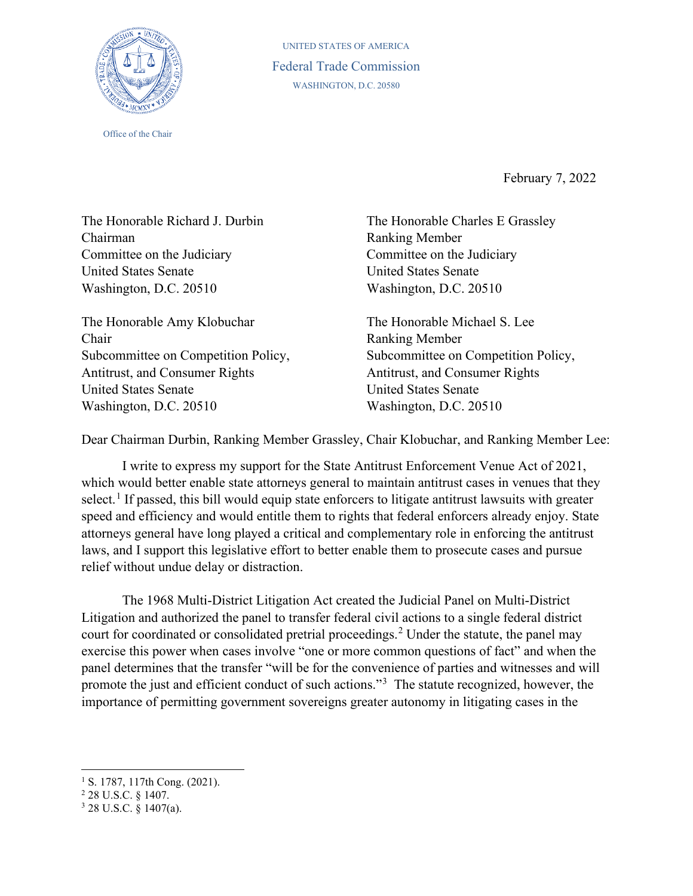UNITED STATES OF AMERICA

Federal Trade Commission

WASHINGTON, D.C. 20580

Office of the Chair

February 7, 2022

The Honorable Richard J. Durbin
Chairman
Committee on the Judiciary
United States Senate
Washington, D.C. 20510

The Honorable Charles E Grassley
Ranking Member
Committee on the Judiciary
United States Senate
Washington, D.C. 20510

The Honorable Amy Klobuchar
Chair
Subcommittee on Competition Policy, Antitrust, and Consumer Rights
United States Senate
Washington, D.C. 20510

The Honorable Michael S. Lee
Ranking Member
Subcommittee on Competition Policy, Antitrust, and Consumer Rights
United States Senate
Washington, D.C. 20510

Dear Chairman Durbin, Ranking Member Grassley, Chair Klobuchar, and Ranking Member Lee:

I write to express my support for the State Antitrust Enforcement Venue Act of 2021, which would better enable state attorneys general to maintain antitrust cases in venues that they select.[1] If passed, this bill would equip state enforcers to litigate antitrust lawsuits with greater speed and efficiency and would entitle them to rights that federal enforcers already enjoy. State attorneys general have long played a critical and complementary role in enforcing the antitrust laws, and I support this legislative effort to better enable them to prosecute cases and pursue relief without undue delay or distraction.

The 1968 Multi-District Litigation Act created the Judicial Panel on Multi-District Litigation and authorized the panel to transfer federal civil actions to a single federal district court for coordinated or consolidated pretrial proceedings.[2] Under the statute, the panel may exercise this power when cases involve "one or more common questions of fact" and when the panel determines that the transfer "will be for the convenience of parties and witnesses and will promote the just and efficient conduct of such actions."[3] The statute recognized, however, the importance of permitting government sovereigns greater autonomy in litigating cases in the

[1] S. 1787, 117th Cong. (2021).

[2] 28 U.S.C. § 1407.

[3] 28 U.S.C. § 1407(a).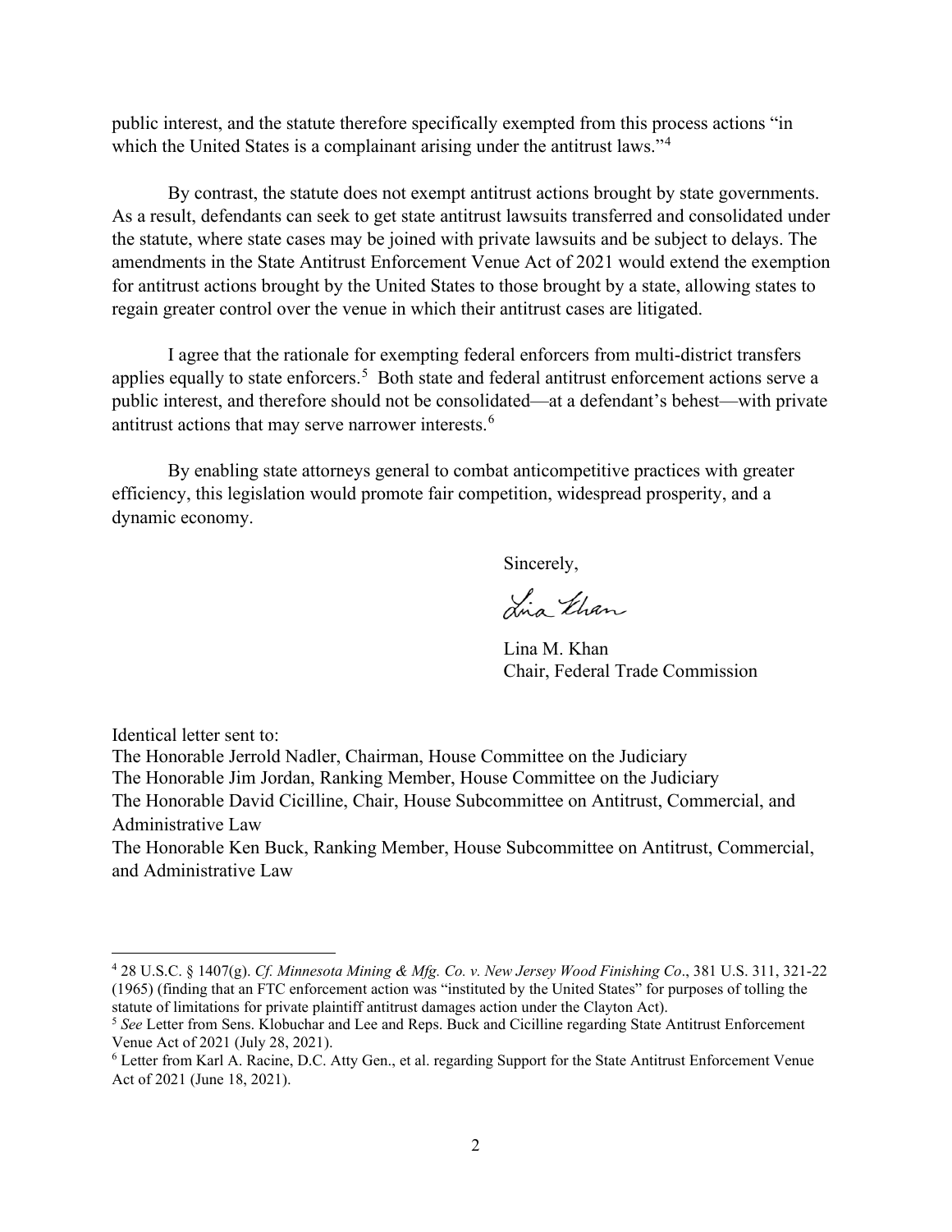public interest, and the statute therefore specifically exempted from this process actions "in which the United States is a complainant arising under the antitrust laws."[4]

By contrast, the statute does not exempt antitrust actions brought by state governments. As a result, defendants can seek to get state antitrust lawsuits transferred and consolidated under the statute, where state cases may be joined with private lawsuits and be subject to delays. The amendments in the State Antitrust Enforcement Venue Act of 2021 would extend the exemption for antitrust actions brought by the United States to those brought by a state, allowing states to regain greater control over the venue in which their antitrust cases are litigated.

I agree that the rationale for exempting federal enforcers from multi-district transfers applies equally to state enforcers.[5] Both state and federal antitrust enforcement actions serve a public interest, and therefore should not be consolidated—at a defendant's behest—with private antitrust actions that may serve narrower interests.[6]

By enabling state attorneys general to combat anticompetitive practices with greater efficiency, this legislation would promote fair competition, widespread prosperity, and a dynamic economy.

Sincerely,

Lina Khan

Lina M. Khan
Chair, Federal Trade Commission

Identical letter sent to:
The Honorable Jerrold Nadler, Chairman, House Committee on the Judiciary
The Honorable Jim Jordan, Ranking Member, House Committee on the Judiciary
The Honorable David Cicilline, Chair, House Subcommittee on Antitrust, Commercial, and Administrative Law
The Honorable Ken Buck, Ranking Member, House Subcommittee on Antitrust, Commercial, and Administrative Law

---

[4] 28 U.S.C. § 1407(g). *Cf. Minnesota Mining & Mfg. Co. v. New Jersey Wood Finishing Co*., 381 U.S. 311, 321-22 (1965) (finding that an FTC enforcement action was "instituted by the United States" for purposes of tolling the statute of limitations for private plaintiff antitrust damages action under the Clayton Act).

[5] *See* Letter from Sens. Klobuchar and Lee and Reps. Buck and Cicilline regarding State Antitrust Enforcement Venue Act of 2021 (July 28, 2021).

[6] Letter from Karl A. Racine, D.C. Atty Gen., et al. regarding Support for the State Antitrust Enforcement Venue Act of 2021 (June 18, 2021).